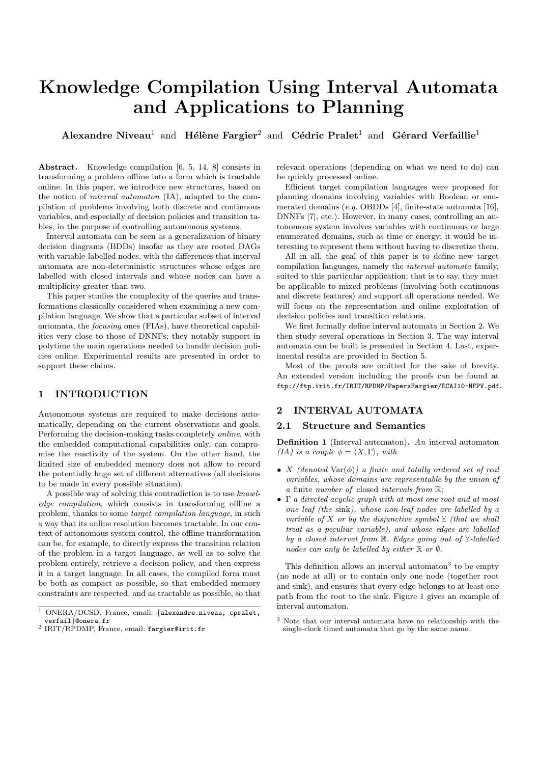# Knowledge Compilation Using Interval Automata and Applications to Planning

**Alexandre Niveau**[1] and **Hélène Fargier**[2] and **Cédric Pralet**[1] and **Gérard Verfaillie**[1]

**Abstract.** Knowledge compilation [6, 5, 14, 8] consists in transforming a problem offline into a form which is tractable online. In this paper, we introduce new structures, based on the notion of *interval automaton* (IA), adapted to the compilation of problems involving both discrete and continuous variables, and especially of decision policies and transition tables, in the purpose of controlling autonomous systems.

Interval automata can be seen as a generalization of binary decision diagrams (BDDs) insofar as they are rooted DAGs with variable-labelled nodes, with the differences that interval automata are non-deterministic structures whose edges are labelled with closed intervals and whose nodes can have a multiplicity greater than two.

This paper studies the complexity of the queries and transformations classically considered when examining a new compilation language. We show that a particular subset of interval automata, the *focusing* ones (FIAs), have theoretical capabilities very close to those of DNNFs; they notably support in polytime the main operations needed to handle decision policies online. Experimental results are presented in order to support these claims.

## 1 INTRODUCTION

Autonomous systems are required to make decisions automatically, depending on the current observations and goals. Performing the decision-making tasks completely *online*, with the embedded computational capabilities only, can compromise the reactivity of the system. On the other hand, the limited size of embedded memory does not allow to record the potentially huge set of different alternatives (all decisions to be made in every possible situation).

A possible way of solving this contradiction is to use *knowledge compilation*, which consists in transforming offline a problem, thanks to some *target compilation language*, in such a way that its online resolution becomes tractable. In our context of autonomous system control, the offline transformation can be, for example, to directly express the transition relation of the problem in a target language, as well as to solve the problem entirely, retrieve a decision policy, and then express it in a target language. In all cases, the compiled form must be both as compact as possible, so that embedded memory constraints are respected, and as tractable as possible, so that relevant operations (depending on what we need to do) can be quickly processed online.

Efficient target compilation languages were proposed for planning domains involving variables with Boolean or enumerated domains (*e.g.* OBDDs [4], finite-state automata [16], DNNFs [7], etc.). However, in many cases, controlling an autonomous system involves variables with continuous or large enumerated domains, such as time or energy; it would be interesting to represent them without having to discretize them.

All in all, the goal of this paper is to define new target compilation languages, namely the *interval automata* family, suited to this particular application; that is to say, they must be applicable to mixed problems (involving both continuous and discrete features) and support all operations needed. We will focus on the representation and online exploitation of decision policies and transition relations.

We first formally define interval automata in Section 2. We then study several operations in Section 3. The way interval automata can be built is presented in Section 4. Last, experimental results are provided in Section 5.

Most of the proofs are omitted for the sake of brevity. An extended version including the proofs can be found at ftp://ftp.irit.fr/IRIT/RPDMP/PapersFargier/ECAI10-NFPV.pdf.

## 2 INTERVAL AUTOMATA

### 2.1 Structure and Semantics

**Definition 1** (Interval automaton)**.** *An* interval automaton *(IA) is a couple $\phi = \langle X, \Gamma \rangle$, with*

- *$X$ (denoted $\mathrm{Var}(\phi)$) a finite and totally ordered set of real variables, whose domains are representable by the union of a* finite *number of* closed *intervals from $\mathbb{R}$;*
- *$\Gamma$ a directed acyclic graph with at most one root and at most one leaf (the* sink*), whose non-leaf nodes are labelled by a variable of $X$ or by the disjunctive symbol $\veebar$ (that we shall treat as a peculiar variable), and whose edges are labelled by a closed interval from $\mathbb{R}$. Edges going out of $\veebar$-labelled nodes can only be labelled by either $\mathbb{R}$ or $\emptyset$.*

This definition allows an interval automaton[3] to be empty (no node at all) or to contain only one node (together root and sink), and ensures that every edge belongs to at least one path from the root to the sink. Figure 1 gives an example of interval automaton.

---

[1] ONERA/DCSD, France, email: {alexandre.niveau, cpralet, verfail}@onera.fr

[2] IRIT/RPDMP, France, email: fargier@irit.fr

[3] Note that our interval automata have no relationship with the single-clock timed automata that go by the same name.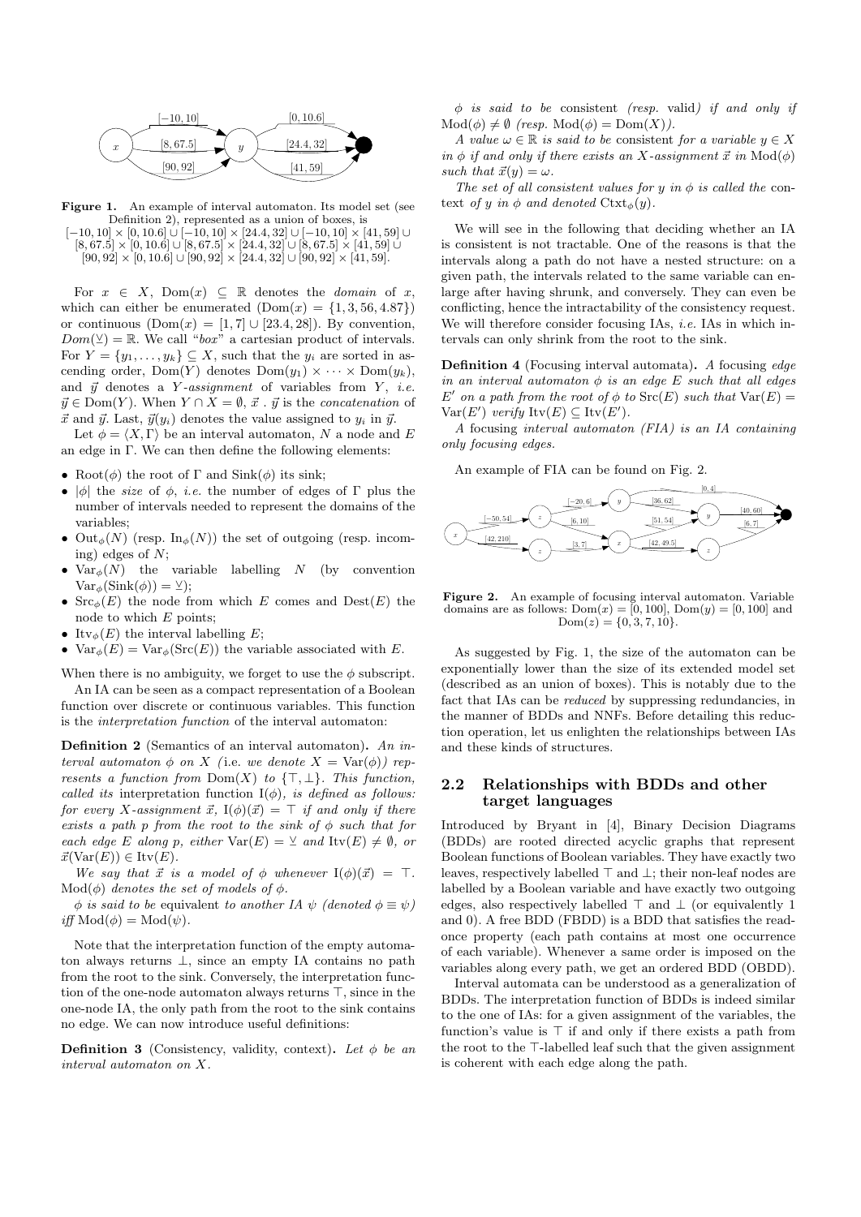**Figure 1.** An example of interval automaton. Its model set (see Definition 2), represented as a union of boxes, is $[-10, 10] \times [0, 10.6[ \cup [-10, 10] \times [24.4, 32] \cup [-10, 10] \times [41, 59] \cup [8, 67.5] \times [0, 10.6[ \cup [8, 67.5] \times [24.4, 32] \cup [8, 67.5] \times [41, 59] \cup [90, 92] \times [0, 10.6[ \cup [90, 92] \times [24.4, 32] \cup [90, 92] \times [41, 59]$.

For $x \in X$, $\mathrm{Dom}(x) \subseteq \mathbb{R}$ denotes the *domain* of $x$, which can either be enumerated ($\mathrm{Dom}(x) = \{1, 3, 56, 4.87\}$) or continuous ($\mathrm{Dom}(x) = [1, 7] \cup [23.4, 28[$). By convention, $Dom(\veebar) = \mathbb{R}$. We call "*box*" a cartesian product of intervals. For $Y = \{y_1, \ldots, y_k\} \subseteq X$, such that the $y_i$ are sorted in ascending order, $\mathrm{Dom}(Y)$ denotes $\mathrm{Dom}(y_1) \times \cdots \times \mathrm{Dom}(y_k)$, and $\vec{y}$ denotes a $Y$*-assignment* of variables from $Y$, *i.e.* $\vec{y} \in \mathrm{Dom}(Y)$. When $Y \cap X = \emptyset$, $\vec{x} \,.\, \vec{y}$ is the *concatenation* of $\vec{x}$ and $\vec{y}$. Last, $\vec{y}(y_i)$ denotes the value assigned to $y_i$ in $\vec{y}$.

Let $\phi = \langle X, \Gamma \rangle$ be an interval automaton, $N$ a node and $E$ an edge in $\Gamma$. We can then define the following elements:

- $\mathrm{Root}(\phi)$ the root of $\Gamma$ and $\mathrm{Sink}(\phi)$ its sink;
- $|\phi|$ the *size* of $\phi$, *i.e.* the number of edges of $\Gamma$ plus the number of intervals needed to represent the domains of the variables;
- $\mathrm{Out}_\phi(N)$ (resp. $\mathrm{In}_\phi(N)$) the set of outgoing (resp. incoming) edges of $N$;
- $\mathrm{Var}_\phi(N)$ the variable labelling $N$ (by convention $\mathrm{Var}_\phi(\mathrm{Sink}(\phi)) = \veebar$);
- $\mathrm{Src}_\phi(E)$ the node from which $E$ comes and $\mathrm{Dest}(E)$ the node to which $E$ points;
- $\mathrm{Itv}_\phi(E)$ the interval labelling $E$;
- $\mathrm{Var}_\phi(E) = \mathrm{Var}_\phi(\mathrm{Src}(E))$ the variable associated with $E$.

When there is no ambiguity, we forget to use the $\phi$ subscript.

An IA can be seen as a compact representation of a Boolean function over discrete or continuous variables. This function is the *interpretation function* of the interval automaton:

**Definition 2** (Semantics of an interval automaton)**.** *An interval automaton $\phi$ on $X$ (*i.e. *we denote $X = \mathrm{Var}(\phi)$) represents a function from $\mathrm{Dom}(X)$ to $\{\top, \bot\}$. This function, called its* interpretation function *$\mathrm{I}(\phi)$, is defined as follows: for every $X$-assignment $\vec{x}$, $\mathrm{I}(\phi)(\vec{x}) = \top$ if and only if there exists a path $p$ from the root to the sink of $\phi$ such that for each edge $E$ along $p$, either $\mathrm{Var}(E) = \veebar$ and $\mathrm{Itv}(E) \neq \emptyset$, or $\vec{x}(\mathrm{Var}(E)) \in \mathrm{Itv}(E)$.*

*We say that $\vec{x}$ is a model of $\phi$ whenever $\mathrm{I}(\phi)(\vec{x}) = \top$. $\mathrm{Mod}(\phi)$ denotes the set of models of $\phi$.*

*$\phi$ is said to be* equivalent *to another IA $\psi$ (denoted $\phi \equiv \psi$) iff $\mathrm{Mod}(\phi) = \mathrm{Mod}(\psi)$.*

Note that the interpretation function of the empty automaton always returns $\bot$, since an empty IA contains no path from the root to the sink. Conversely, the interpretation function of the one-node automaton always returns $\top$, since in the one-node IA, the only path from the root to the sink contains no edge. We can now introduce useful definitions:

**Definition 3** (Consistency, validity, context)**.** *Let $\phi$ be an interval automaton on $X$.*

*$\phi$ is said to be* consistent *(resp.* valid*) if and only if $\mathrm{Mod}(\phi) \neq \emptyset$ (resp. $\mathrm{Mod}(\phi) = \mathrm{Dom}(X)$).*

*A value $\omega \in \mathbb{R}$ is said to be* consistent *for a variable $y \in X$ in $\phi$ if and only if there exists an $X$-assignment $\vec{x}$ in $\mathrm{Mod}(\phi)$ such that $\vec{x}(y) = \omega$.*

*The set of all consistent values for $y$ in $\phi$ is called the* context *of $y$ in $\phi$ and denoted $\mathrm{Ctxt}_\phi(y)$.*

We will see in the following that deciding whether an IA is consistent is not tractable. One of the reasons is that the intervals along a path do not have a nested structure: on a given path, the intervals related to the same variable can enlarge after having shrunk, and conversely. They can even be conflicting, hence the intractability of the consistency request. We will therefore consider focusing IAs, *i.e.* IAs in which intervals can only shrink from the root to the sink.

**Definition 4** (Focusing interval automata)**.** *A focusing edge in an interval automaton $\phi$ is an edge $E$ such that all edges $E'$ on a path from the root of $\phi$ to $\mathrm{Src}(E)$ such that $\mathrm{Var}(E) = \mathrm{Var}(E')$ verify $\mathrm{Itv}(E) \subseteq \mathrm{Itv}(E')$.*

*A focusing interval automaton (FIA) is an IA containing only focusing edges.*

An example of FIA can be found on Fig. 2.

**Figure 2.** An example of focusing interval automaton. Variable domains are as follows: $\mathrm{Dom}(x) = [0, 100]$, $\mathrm{Dom}(y) = [0, 100]$ and $\mathrm{Dom}(z) = \{0, 3, 7, 10\}$.

As suggested by Fig. 1, the size of the automaton can be exponentially lower than the size of its extended model set (described as an union of boxes). This is notably due to the fact that IAs can be *reduced* by suppressing redundancies, in the manner of BDDs and NNFs. Before detailing this reduction operation, let us enlighten the relationships between IAs and these kinds of structures.

## 2.2 Relationships with BDDs and other target languages

Introduced by Bryant in [4], Binary Decision Diagrams (BDDs) are rooted directed acyclic graphs that represent Boolean functions of Boolean variables. They have exactly two leaves, respectively labelled $\top$ and $\bot$; their non-leaf nodes are labelled by a Boolean variable and have exactly two outgoing edges, also respectively labelled $\top$ and $\bot$ (or equivalently 1 and 0). A free BDD (FBDD) is a BDD that satisfies the read-once property (each path contains at most one occurrence of each variable). Whenever a same order is imposed on the variables along every path, we get an ordered BDD (OBDD).

Interval automata can be understood as a generalization of BDDs. The interpretation function of BDDs is indeed similar to the one of IAs: for a given assignment of the variables, the function's value is $\top$ if and only if there exists a path from the root to the $\top$-labelled leaf such that the given assignment is coherent with each edge along the path.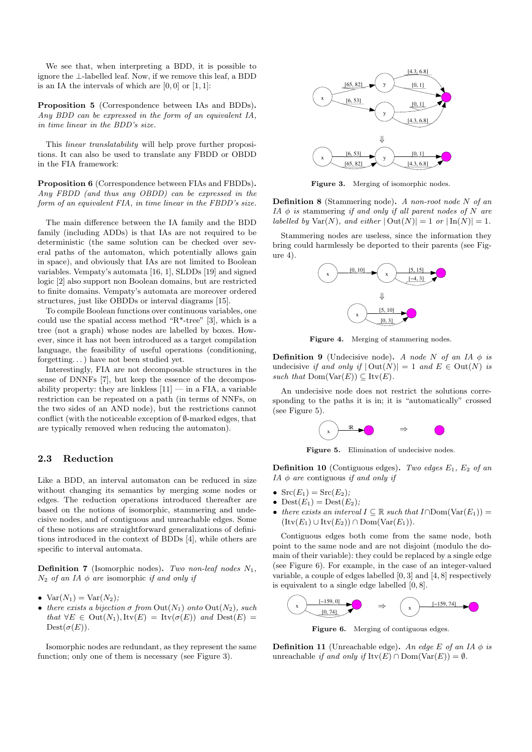We see that, when interpreting a BDD, it is possible to ignore the $\perp$-labelled leaf. Now, if we remove this leaf, a BDD is an IA the intervals of which are $[0, 0]$ or $[1, 1]$:

**Proposition 5** (Correspondence between IAs and BDDs)**.** *Any BDD can be expressed in the form of an equivalent IA, in time linear in the BDD's size.*

This *linear translatability* will help prove further propositions. It can also be used to translate any FBDD or OBDD in the FIA framework:

**Proposition 6** (Correspondence between FIAs and FBDDs)**.** *Any FBDD (and thus any OBDD) can be expressed in the form of an equivalent FIA, in time linear in the FBDD's size.*

The main difference between the IA family and the BDD family (including ADDs) is that IAs are not required to be deterministic (the same solution can be checked over several paths of the automaton, which potentially allows gain in space), and obviously that IAs are not limited to Boolean variables. Vempaty's automata [16, 1], SLDDs [19] and signed logic [2] also support non Boolean domains, but are restricted to finite domains. Vempaty's automata are moreover ordered structures, just like OBDDs or interval diagrams [15].

To compile Boolean functions over continuous variables, one could use the spatial access method "R*-tree" [3], which is a tree (not a graph) whose nodes are labelled by boxes. However, since it has not been introduced as a target compilation language, the feasibility of useful operations (conditioning, forgetting...) have not been studied yet.

Interestingly, FIA are not decomposable structures in the sense of DNNFs [7], but keep the essence of the decomposability property: they are linkless [11] — in a FIA, a variable restriction can be repeated on a path (in terms of NNFs, on the two sides of an AND node), but the restrictions cannot conflict (with the noticeable exception of $\emptyset$-marked edges, that are typically removed when reducing the automaton).

## 2.3 Reduction

Like a BDD, an interval automaton can be reduced in size without changing its semantics by merging some nodes or edges. The reduction operations introduced thereafter are based on the notions of isomorphic, stammering and undecisive nodes, and of contiguous and unreachable edges. Some of these notions are straightforward generalizations of definitions introduced in the context of BDDs [4], while others are specific to interval automata.

**Definition 7** (Isomorphic nodes)**.** *Two non-leaf nodes $N_1$, $N_2$ of an IA $\phi$ are* isomorphic *if and only if*

- $\mathrm{Var}(N_1) = \mathrm{Var}(N_2)$*;*
- *there exists a bijection $\sigma$ from $\mathrm{Out}(N_1)$ onto $\mathrm{Out}(N_2)$, such that $\forall E \in \mathrm{Out}(N_1), \mathrm{Itv}(E) = \mathrm{Itv}(\sigma(E))$ and $\mathrm{Dest}(E) = \mathrm{Dest}(\sigma(E))$.*

Isomorphic nodes are redundant, as they represent the same function; only one of them is necessary (see Figure 3).

**Figure 3.** Merging of isomorphic nodes.

**Definition 8** (Stammering node)**.** *A non-root node $N$ of an IA $\phi$ is* stammering *if and only if all parent nodes of $N$ are labelled by $\mathrm{Var}(N)$, and either $|\,\mathrm{Out}(N)| = 1$ or $|\,\mathrm{In}(N)| = 1$.*

Stammering nodes are useless, since the information they bring could harmlessly be deported to their parents (see Figure 4).

**Figure 4.** Merging of stammering nodes.

**Definition 9** (Undecisive node)**.** *A node $N$ of an IA $\phi$ is* undecisive *if and only if $|\,\mathrm{Out}(N)| = 1$ and $E \in \mathrm{Out}(N)$ is such that $\mathrm{Dom}(\mathrm{Var}(E)) \subseteq \mathrm{Itv}(E)$.*

An undecisive node does not restrict the solutions corresponding to the paths it is in; it is "automatically" crossed (see Figure 5).

**Figure 5.** Elimination of undecisive nodes.

**Definition 10** (Contiguous edges)**.** *Two edges $E_1$, $E_2$ of an IA $\phi$ are* contiguous *if and only if*

- $\mathrm{Src}(E_1) = \mathrm{Src}(E_2)$*;*
- $\mathrm{Dest}(E_1) = \mathrm{Dest}(E_2)$*;*
- *there exists an interval $I \subseteq \mathbb{R}$ such that $I \cap \mathrm{Dom}(\mathrm{Var}(E_1)) = (\mathrm{Itv}(E_1) \cup \mathrm{Itv}(E_2)) \cap \mathrm{Dom}(\mathrm{Var}(E_1))$.*

Contiguous edges both come from the same node, both point to the same node and are not disjoint (modulo the domain of their variable): they could be replaced by a single edge (see Figure 6). For example, in the case of an integer-valued variable, a couple of edges labelled $[0, 3]$ and $[4, 8]$ respectively is equivalent to a single edge labelled $[0, 8]$.

**Figure 6.** Merging of contiguous edges.

**Definition 11** (Unreachable edge)**.** *An edge $E$ of an IA $\phi$ is* unreachable *if and only if $\mathrm{Itv}(E) \cap \mathrm{Dom}(\mathrm{Var}(E)) = \emptyset$.*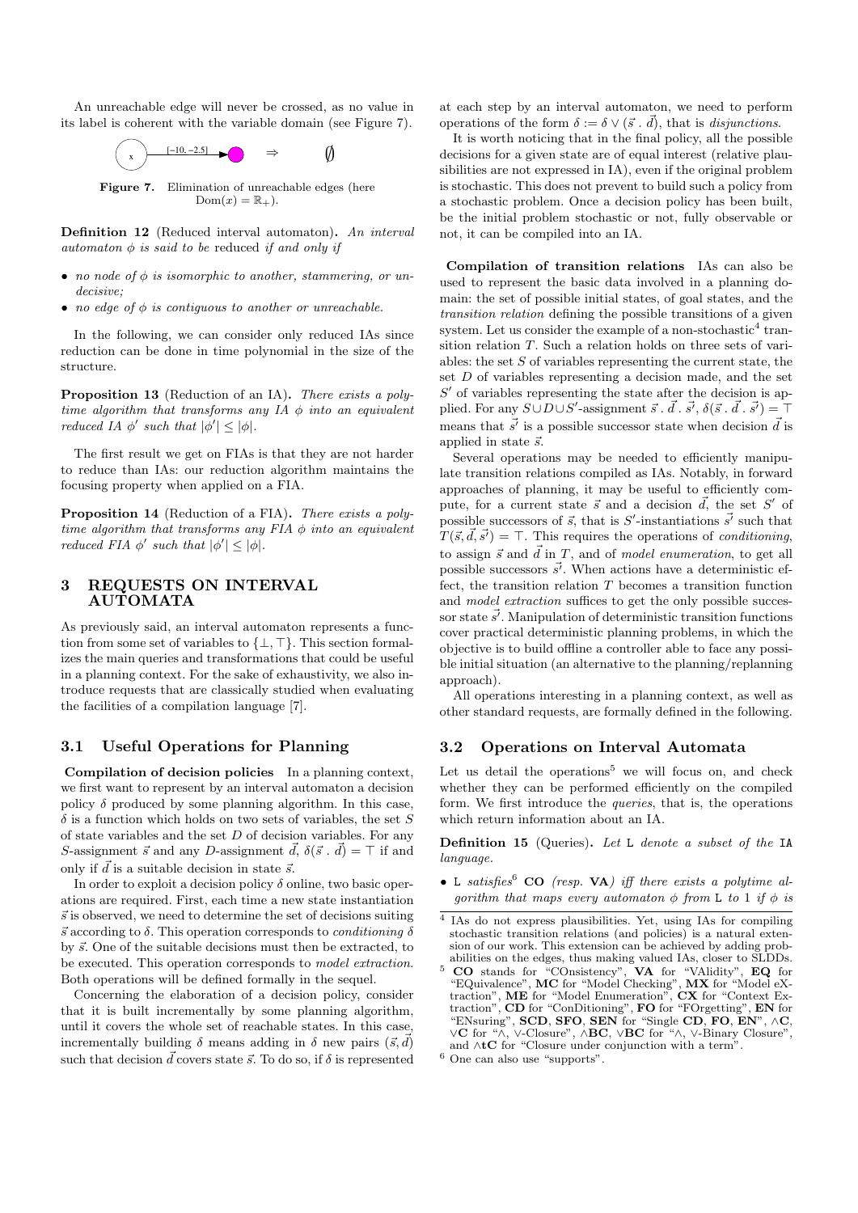An unreachable edge will never be crossed, as no value in its label is coherent with the variable domain (see Figure 7).

x —[−10, −2.5]→ ● ⇒ ∅

**Figure 7.** Elimination of unreachable edges (here $\mathrm{Dom}(x) = \mathbb{R}_+$).

**Definition 12** (Reduced interval automaton)**.** *An interval automaton $\phi$ is said to be* reduced *if and only if*

- *no node of $\phi$ is isomorphic to another, stammering, or undecisive;*
- *no edge of $\phi$ is contiguous to another or unreachable.*

In the following, we can consider only reduced IAs since reduction can be done in time polynomial in the size of the structure.

**Proposition 13** (Reduction of an IA)**.** *There exists a polytime algorithm that transforms any IA $\phi$ into an equivalent reduced IA $\phi'$ such that $|\phi'| \leq |\phi|$.*

The first result we get on FIAs is that they are not harder to reduce than IAs: our reduction algorithm maintains the focusing property when applied on a FIA.

**Proposition 14** (Reduction of a FIA)**.** *There exists a polytime algorithm that transforms any FIA $\phi$ into an equivalent reduced FIA $\phi'$ such that $|\phi'| \leq |\phi|$.*

## 3 REQUESTS ON INTERVAL AUTOMATA

As previously said, an interval automaton represents a function from some set of variables to $\{\bot, \top\}$. This section formalizes the main queries and transformations that could be useful in a planning context. For the sake of exhaustivity, we also introduce requests that are classically studied when evaluating the facilities of a compilation language [7].

### 3.1 Useful Operations for Planning

**Compilation of decision policies** In a planning context, we first want to represent by an interval automaton a decision policy $\delta$ produced by some planning algorithm. In this case, $\delta$ is a function which holds on two sets of variables, the set $S$ of state variables and the set $D$ of decision variables. For any $S$-assignment $\vec{s}$ and any $D$-assignment $\vec{d}$, $\delta(\vec{s} \,.\, \vec{d}) = \top$ if and only if $\vec{d}$ is a suitable decision in state $\vec{s}$.

In order to exploit a decision policy $\delta$ online, two basic operations are required. First, each time a new state instantiation $\vec{s}$ is observed, we need to determine the set of decisions suiting $\vec{s}$ according to $\delta$. This operation corresponds to *conditioning* $\delta$ by $\vec{s}$. One of the suitable decisions must then be extracted, to be executed. This operation corresponds to *model extraction*. Both operations will be defined formally in the sequel.

Concerning the elaboration of a decision policy, consider that it is built incrementally by some planning algorithm, until it covers the whole set of reachable states. In this case, incrementally building $\delta$ means adding in $\delta$ new pairs $(\vec{s}, \vec{d})$ such that decision $\vec{d}$ covers state $\vec{s}$. To do so, if $\delta$ is represented at each step by an interval automaton, we need to perform operations of the form $\delta := \delta \vee (\vec{s} \,.\, \vec{d})$, that is *disjunctions*.

It is worth noticing that in the final policy, all the possible decisions for a given state are of equal interest (relative plausibilities are not expressed in IA), even if the original problem is stochastic. This does not prevent to build such a policy from a stochastic problem. Once a decision policy has been built, be the initial problem stochastic or not, fully observable or not, it can be compiled into an IA.

**Compilation of transition relations** IAs can also be used to represent the basic data involved in a planning domain: the set of possible initial states, of goal states, and the *transition relation* defining the possible transitions of a given system. Let us consider the example of a non-stochastic[4] transition relation $T$. Such a relation holds on three sets of variables: the set $S$ of variables representing the current state, the set $D$ of variables representing a decision made, and the set $S'$ of variables representing the state after the decision is applied. For any $S \cup D \cup S'$-assignment $\vec{s} \,.\, \vec{d} \,.\, \vec{s'}$, $\delta(\vec{s} \,.\, \vec{d} \,.\, \vec{s'}) = \top$ means that $\vec{s'}$ is a possible successor state when decision $\vec{d}$ is applied in state $\vec{s}$.

Several operations may be needed to efficiently manipulate transition relations compiled as IAs. Notably, in forward approaches of planning, it may be useful to efficiently compute, for a current state $\vec{s}$ and a decision $\vec{d}$, the set $S'$ of possible successors of $\vec{s}$, that is $S'$-instantiations $\vec{s'}$ such that $T(\vec{s}, \vec{d}, \vec{s'}) = \top$. This requires the operations of *conditioning*, to assign $\vec{s}$ and $\vec{d}$ in $T$, and of *model enumeration*, to get all possible successors $\vec{s'}$. When actions have a deterministic effect, the transition relation $T$ becomes a transition function and *model extraction* suffices to get the only possible successor state $\vec{s'}$. Manipulation of deterministic transition functions cover practical deterministic planning problems, in which the objective is to build offline a controller able to face any possible initial situation (an alternative to the planning/replanning approach).

All operations interesting in a planning context, as well as other standard requests, are formally defined in the following.

### 3.2 Operations on Interval Automata

Let us detail the operations[5] we will focus on, and check whether they can be performed efficiently on the compiled form. We first introduce the *queries*, that is, the operations which return information about an IA.

**Definition 15** (Queries)**.** *Let* L *denote a subset of the* IA *language.*

- L *satisfies*[6] **CO** *(resp.* **VA***) iff there exists a polytime algorithm that maps every automaton $\phi$ from* L *to* 1 *if $\phi$ is*

---

[4] IAs do not express plausibilities. Yet, using IAs for compiling stochastic transition relations (and policies) is a natural extension of our work. This extension can be achieved by adding probabilities on the edges, thus making valued IAs, closer to SLDDs.

[5] **CO** stands for "COnsistency", **VA** for "VAlidity", **EQ** for "EQuivalence", **MC** for "Model Checking", **MX** for "Model eXtraction", **ME** for "Model Enumeration", **CX** for "Context Extraction", **CD** for "ConDitioning", **FO** for "FOrgetting", **EN** for "ENsuring", **SCD**, **SFO**, **SEN** for "Single **CD**, **FO**, **EN**", $\wedge$**C**, $\vee$**C** for "$\wedge$, $\vee$-Closure", $\wedge$**BC**, $\vee$**BC** for "$\wedge$, $\vee$-Binary Closure", and $\wedge$**tC** for "Closure under conjunction with a term".

[6] One can also use "supports".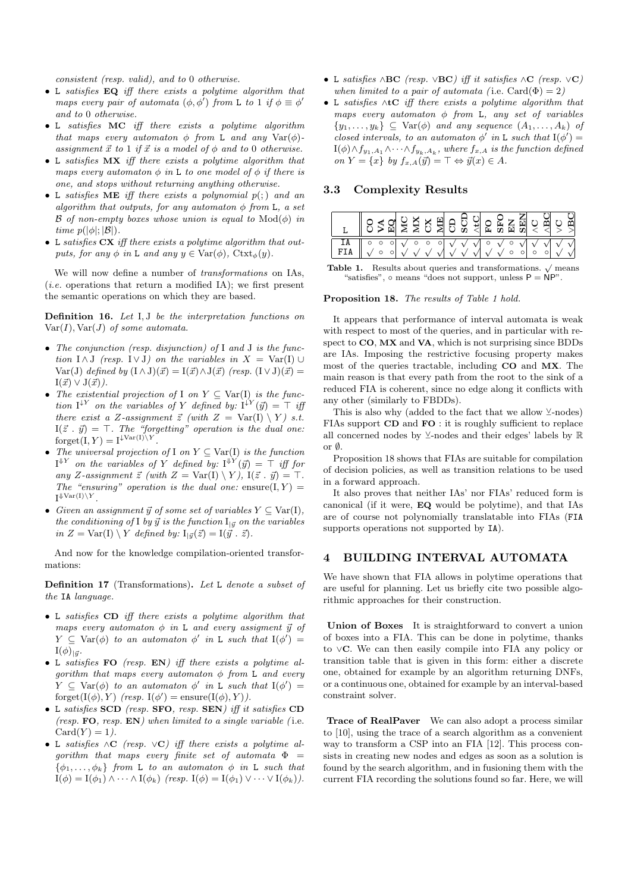*consistent (resp. valid), and to 0 otherwise.*

- L *satisfies* **EQ** *iff there exists a polytime algorithm that maps every pair of automata $(\phi, \phi')$ from* L *to 1 if $\phi \equiv \phi'$ and to 0 otherwise.*
- L *satisfies* **MC** *iff there exists a polytime algorithm that maps every automaton $\phi$ from* L *and any $\mathrm{Var}(\phi)$-assignment $\vec{x}$ to 1 if $\vec{x}$ is a model of $\phi$ and to 0 otherwise.*
- L *satisfies* **MX** *iff there exists a polytime algorithm that maps every automaton $\phi$ in* L *to one model of $\phi$ if there is one, and stops without returning anything otherwise.*
- L *satisfies* **ME** *iff there exists a polynomial $p(;)$ and an algorithm that outputs, for any automaton $\phi$ from* L*, a set $\mathcal{B}$ of non-empty boxes whose union is equal to $\mathrm{Mod}(\phi)$ in time $p(|\phi|; |\mathcal{B}|)$.*
- L *satisfies* **CX** *iff there exists a polytime algorithm that outputs, for any $\phi$ in* L *and any $y \in \mathrm{Var}(\phi)$, $\mathrm{Ctxt}_\phi(y)$.*

We will now define a number of *transformations* on IAs, (*i.e.* operations that return a modified IA); we first present the semantic operations on which they are based.

**Definition 16.** *Let* I, J *be the interpretation functions on* $\mathrm{Var}(I), \mathrm{Var}(J)$ *of some automata.*

- *The conjunction (resp. disjunction) of* I *and* J *is the function $\mathrm{I} \wedge \mathrm{J}$ (resp. $\mathrm{I} \vee \mathrm{J}$) on the variables in $X = \mathrm{Var}(\mathrm{I}) \cup \mathrm{Var}(\mathrm{J})$ defined by $(\mathrm{I} \wedge \mathrm{J})(\vec{x}) = \mathrm{I}(\vec{x}) \wedge \mathrm{J}(\vec{x})$ (resp. $(\mathrm{I} \vee \mathrm{J})(\vec{x}) = \mathrm{I}(\vec{x}) \vee \mathrm{J}(\vec{x})$).*
- *The existential projection of* I *on $Y \subseteq \mathrm{Var}(\mathrm{I})$ is the function $\mathrm{I}^{\downarrow Y}$ on the variables of $Y$ defined by: $\mathrm{I}^{\downarrow Y}(\vec{y}) = \top$ iff there exist a $Z$-assignment $\vec{z}$ (with $Z = \mathrm{Var}(\mathrm{I}) \setminus Y$) s.t. $\mathrm{I}(\vec{z} \,.\, \vec{y}) = \top$. The "forgetting" operation is the dual one: $\mathrm{forget}(\mathrm{I}, Y) = \mathrm{I}^{\downarrow \mathrm{Var}(\mathrm{I}) \setminus Y}$.*
- *The universal projection of* I *on $Y \subseteq \mathrm{Var}(\mathrm{I})$ is the function $\mathrm{I}^{\Downarrow Y}$ on the variables of $Y$ defined by: $\mathrm{I}^{\Downarrow Y}(\vec{y}) = \top$ iff for any $Z$-assignment $\vec{z}$ (with $Z = \mathrm{Var}(\mathrm{I}) \setminus Y$), $\mathrm{I}(\vec{z} \,.\, \vec{y}) = \top$. The "ensuring" operation is the dual one: $\mathrm{ensure}(\mathrm{I}, Y) = \mathrm{I}^{\Downarrow \mathrm{Var}(\mathrm{I}) \setminus Y}$.*
- *Given an assignment $\vec{y}$ of some set of variables $Y \subseteq \mathrm{Var}(\mathrm{I})$, the conditioning of* I *by $\vec{y}$ is the function $\mathrm{I}_{|\vec{y}}$ on the variables in $Z = \mathrm{Var}(\mathrm{I}) \setminus Y$ defined by: $\mathrm{I}_{|\vec{y}}(\vec{z}) = \mathrm{I}(\vec{y} \,.\, \vec{z})$.*

And now for the knowledge compilation-oriented transformations:

**Definition 17** (Transformations)**.** *Let* L *denote a subset of the* IA *language.*

- L *satisfies* **CD** *iff there exists a polytime algorithm that maps every automaton $\phi$ in* L *and every assigment $\vec{y}$ of $Y \subseteq \mathrm{Var}(\phi)$ to an automaton $\phi'$ in* L *such that $\mathrm{I}(\phi') = \mathrm{I}(\phi)_{|\vec{y}}$.*
- L *satisfies* **FO** *(resp.* **EN***) iff there exists a polytime algorithm that maps every automaton $\phi$ from* L *and every $Y \subseteq \mathrm{Var}(\phi)$ to an automaton $\phi'$ in* L *such that $\mathrm{I}(\phi') = \mathrm{forget}(\mathrm{I}(\phi), Y)$ (resp. $\mathrm{I}(\phi') = \mathrm{ensure}(\mathrm{I}(\phi), Y)$).*
- L *satisfies* **SCD** *(resp.* **SFO***, resp.* **SEN***) iff it satisfies* **CD** *(resp.* **FO***, resp.* **EN***) when limited to a single variable (*i.e. $\mathrm{Card}(Y) = 1$*).*
- L *satisfies* $\wedge$**C** *(resp.* $\vee$**C***) iff there exists a polytime algorithm that maps every finite set of automata $\Phi = \{\phi_1, \ldots, \phi_k\}$ from* L *to an automaton $\phi$ in* L *such that $\mathrm{I}(\phi) = \mathrm{I}(\phi_1) \wedge \cdots \wedge \mathrm{I}(\phi_k)$ (resp. $\mathrm{I}(\phi) = \mathrm{I}(\phi_1) \vee \cdots \vee \mathrm{I}(\phi_k)$).*
- L *satisfies* $\wedge$**BC** *(resp.* $\vee$**BC***) iff it satisfies* $\wedge$**C** *(resp.* $\vee$**C***) when limited to a pair of automata (*i.e. $\mathrm{Card}(\Phi) = 2$*)*
- L *satisfies* $\wedge$**tC** *iff there exists a polytime algorithm that maps every automaton $\phi$ from* L*, any set of variables $\{y_1, \ldots, y_k\} \subseteq \mathrm{Var}(\phi)$ and any sequence $(A_1, \ldots, A_k)$ of closed intervals, to an automaton $\phi'$ in* L *such that $\mathrm{I}(\phi') = \mathrm{I}(\phi) \wedge f_{y_1, A_1} \wedge \cdots \wedge f_{y_k, A_k}$, where $f_{x,A}$ is the function defined on $Y = \{x\}$ by $f_{x,A}(\vec{y}) = \top \Leftrightarrow \vec{y}(x) \in A$.*

### 3.3 Complexity Results

| L | CO | VA | EQ | MC | MX | CX | ME | CD | SCD | ∧tC | FO | SFO | EN | SEN | ∧C | ∧BC | ∨C | ∨BC |
|---|---|---|---|---|---|---|---|---|---|---|---|---|---|---|---|---|---|---|
| IA | ∘ | ∘ | ∘ | √ | ∘ | ∘ | ∘ | √ | √ | √ | ∘ | √ | ∘ | √ | √ | √ | √ | √ |
| FIA | √ | ∘ | ∘ | √ | √ | √ | √ | √ | √ | √ | √ | √ | ∘ | ∘ | ∘ | ∘ | √ | √ |

**Table 1.** Results about queries and transformations. √ means "satisfies", ∘ means "does not support, unless P = NP".

**Proposition 18.** *The results of Table 1 hold.*

It appears that performance of interval automata is weak with respect to most of the queries, and in particular with respect to **CO**, **MX** and **VA**, which is not surprising since BDDs are IAs. Imposing the restrictive focusing property makes most of the queries tractable, including **CO** and **MX**. The main reason is that every path from the root to the sink of a reduced FIA is coherent, since no edge along it conflicts with any other (similarly to FBDDs).

This is also why (added to the fact that we allow $\veebar$-nodes) FIAs support **CD** and **FO** : it is roughly sufficient to replace all concerned nodes by $\veebar$-nodes and their edges' labels by $\mathbb{R}$ or $\emptyset$.

Proposition 18 shows that FIAs are suitable for compilation of decision policies, as well as transition relations to be used in a forward approach.

It also proves that neither IAs' nor FIAs' reduced form is canonical (if it were, **EQ** would be polytime), and that IAs are of course not polynomially translatable into FIAs (FIA supports operations not supported by IA).

## 4 BUILDING INTERVAL AUTOMATA

We have shown that FIA allows in polytime operations that are useful for planning. Let us briefly cite two possible algorithmic approaches for their construction.

**Union of Boxes** It is straightforward to convert a union of boxes into a FIA. This can be done in polytime, thanks to $\vee$**C**. We can then easily compile into FIA any policy or transition table that is given in this form: either a discrete one, obtained for example by an algorithm returning DNFs, or a continuous one, obtained for example by an interval-based constraint solver.

**Trace of RealPaver** We can also adopt a process similar to [10], using the trace of a search algorithm as a convenient way to transform a CSP into an FIA [12]. This process consists in creating new nodes and edges as soon as a solution is found by the search algorithm, and in fusioning them with the current FIA recording the solutions found so far. Here, we will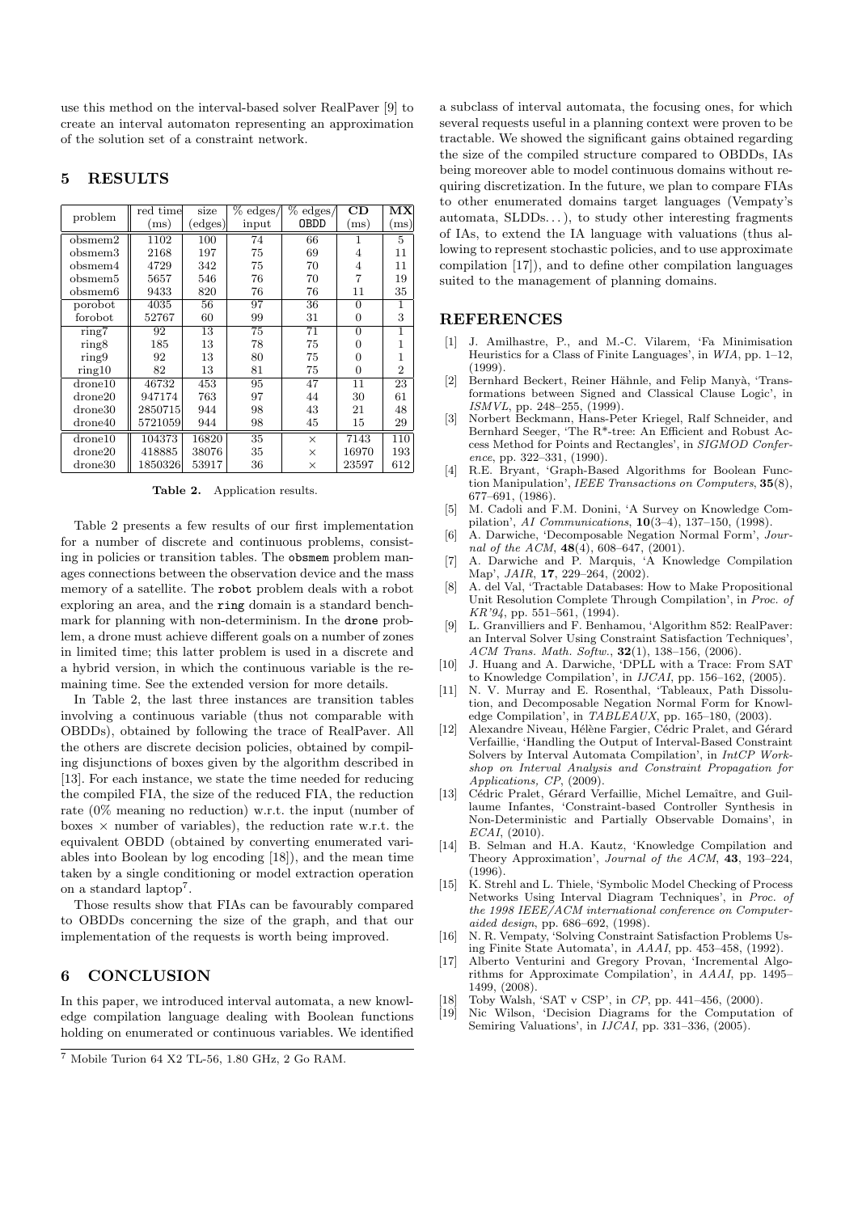use this method on the interval-based solver RealPaver [9] to create an interval automaton representing an approximation of the solution set of a constraint network.

## 5 RESULTS

| problem | red time (ms) | size (edges) | % edges/ input | % edges/ OBDD | CD (ms) | MX (ms) |
|---|---|---|---|---|---|---|
| obsmem2 | 1102 | 100 | 74 | 66 | 1 | 5 |
| obsmem3 | 2168 | 197 | 75 | 69 | 4 | 11 |
| obsmem4 | 4729 | 342 | 75 | 70 | 4 | 11 |
| obsmem5 | 5657 | 546 | 76 | 70 | 7 | 19 |
| obsmem6 | 9433 | 820 | 76 | 76 | 11 | 35 |
| porobot | 4035 | 56 | 97 | 36 | 0 | 1 |
| forobot | 52767 | 60 | 99 | 31 | 0 | 3 |
| ring7 | 92 | 13 | 75 | 71 | 0 | 1 |
| ring8 | 185 | 13 | 78 | 75 | 0 | 1 |
| ring9 | 92 | 13 | 80 | 75 | 0 | 1 |
| ring10 | 82 | 13 | 81 | 75 | 0 | 2 |
| drone10 | 46732 | 453 | 95 | 47 | 11 | 23 |
| drone20 | 947174 | 763 | 97 | 44 | 30 | 61 |
| drone30 | 2850715 | 944 | 98 | 43 | 21 | 48 |
| drone40 | 5721059 | 944 | 98 | 45 | 15 | 29 |
| drone10 | 104373 | 16820 | 35 | × | 7143 | 110 |
| drone20 | 418885 | 38076 | 35 | × | 16970 | 193 |
| drone30 | 1850326 | 53917 | 36 | × | 23597 | 612 |

**Table 2.** Application results.

Table 2 presents a few results of our first implementation for a number of discrete and continuous problems, consisting in policies or transition tables. The obsmem problem manages connections between the observation device and the mass memory of a satellite. The robot problem deals with a robot exploring an area, and the ring domain is a standard benchmark for planning with non-determinism. In the drone problem, a drone must achieve different goals on a number of zones in limited time; this latter problem is used in a discrete and a hybrid version, in which the continuous variable is the remaining time. See the extended version for more details.

In Table 2, the last three instances are transition tables involving a continuous variable (thus not comparable with OBDDs), obtained by following the trace of RealPaver. All the others are discrete decision policies, obtained by compiling disjunctions of boxes given by the algorithm described in [13]. For each instance, we state the time needed for reducing the compiled FIA, the size of the reduced FIA, the reduction rate (0% meaning no reduction) w.r.t. the input (number of boxes × number of variables), the reduction rate w.r.t. the equivalent OBDD (obtained by converting enumerated variables into Boolean by log encoding [18]), and the mean time taken by a single conditioning or model extraction operation on a standard laptop[7].

Those results show that FIAs can be favourably compared to OBDDs concerning the size of the graph, and that our implementation of the requests is worth being improved.

## 6 CONCLUSION

In this paper, we introduced interval automata, a new knowledge compilation language dealing with Boolean functions holding on enumerated or continuous variables. We identified a subclass of interval automata, the focusing ones, for which several requests useful in a planning context were proven to be tractable. We showed the significant gains obtained regarding the size of the compiled structure compared to OBDDs, IAs being moreover able to model continuous domains without requiring discretization. In the future, we plan to compare FIAs to other enumerated domains target languages (Vempaty's automata, SLDDs...), to study other interesting fragments of IAs, to extend the IA language with valuations (thus allowing to represent stochastic policies, and to use approximate compilation [17]), and to define other compilation languages suited to the management of planning domains.

[7] Mobile Turion 64 X2 TL-56, 1.80 GHz, 2 Go RAM.

## REFERENCES

[1] J. Amilhastre, P., and M.-C. Vilarem, 'Fa Minimisation Heuristics for a Class of Finite Languages', in *WIA*, pp. 1–12, (1999).

[2] Bernhard Beckert, Reiner Hähnle, and Felip Manyà, 'Transformations between Signed and Classical Clause Logic', in *ISMVL*, pp. 248–255, (1999).

[3] Norbert Beckmann, Hans-Peter Kriegel, Ralf Schneider, and Bernhard Seeger, 'The R*-tree: An Efficient and Robust Access Method for Points and Rectangles', in *SIGMOD Conference*, pp. 322–331, (1990).

[4] R.E. Bryant, 'Graph-Based Algorithms for Boolean Function Manipulation', *IEEE Transactions on Computers*, **35**(8), 677–691, (1986).

[5] M. Cadoli and F.M. Donini, 'A Survey on Knowledge Compilation', *AI Communications*, **10**(3–4), 137–150, (1998).

[6] A. Darwiche, 'Decomposable Negation Normal Form', *Journal of the ACM*, **48**(4), 608–647, (2001).

[7] A. Darwiche and P. Marquis, 'A Knowledge Compilation Map', *JAIR*, **17**, 229–264, (2002).

[8] A. del Val, 'Tractable Databases: How to Make Propositional Unit Resolution Complete Through Compilation', in *Proc. of KR'94*, pp. 551–561, (1994).

[9] L. Granvilliers and F. Benhamou, 'Algorithm 852: RealPaver: an Interval Solver Using Constraint Satisfaction Techniques', *ACM Trans. Math. Softw.*, **32**(1), 138–156, (2006).

[10] J. Huang and A. Darwiche, 'DPLL with a Trace: From SAT to Knowledge Compilation', in *IJCAI*, pp. 156–162, (2005).

[11] N. V. Murray and E. Rosenthal, 'Tableaux, Path Dissolution, and Decomposable Negation Normal Form for Knowledge Compilation', in *TABLEAUX*, pp. 165–180, (2003).

[12] Alexandre Niveau, Hélène Fargier, Cédric Pralet, and Gérard Verfaillie, 'Handling the Output of Interval-Based Constraint Solvers by Interval Automata Compilation', in *IntCP Workshop on Interval Analysis and Constraint Propagation for Applications, CP*, (2009).

[13] Cédric Pralet, Gérard Verfaillie, Michel Lemaître, and Guillaume Infantes, 'Constraint-based Controller Synthesis in Non-Deterministic and Partially Observable Domains', in *ECAI*, (2010).

[14] B. Selman and H.A. Kautz, 'Knowledge Compilation and Theory Approximation', *Journal of the ACM*, **43**, 193–224, (1996).

[15] K. Strehl and L. Thiele, 'Symbolic Model Checking of Process Networks Using Interval Diagram Techniques', in *Proc. of the 1998 IEEE/ACM international conference on Computer-aided design*, pp. 686–692, (1998).

[16] N. R. Vempaty, 'Solving Constraint Satisfaction Problems Using Finite State Automata', in *AAAI*, pp. 453–458, (1992).

[17] Alberto Venturini and Gregory Provan, 'Incremental Algorithms for Approximate Compilation', in *AAAI*, pp. 1495–1499, (2008).

[18] Toby Walsh, 'SAT v CSP', in *CP*, pp. 441–456, (2000).

[19] Nic Wilson, 'Decision Diagrams for the Computation of Semiring Valuations', in *IJCAI*, pp. 331–336, (2005).